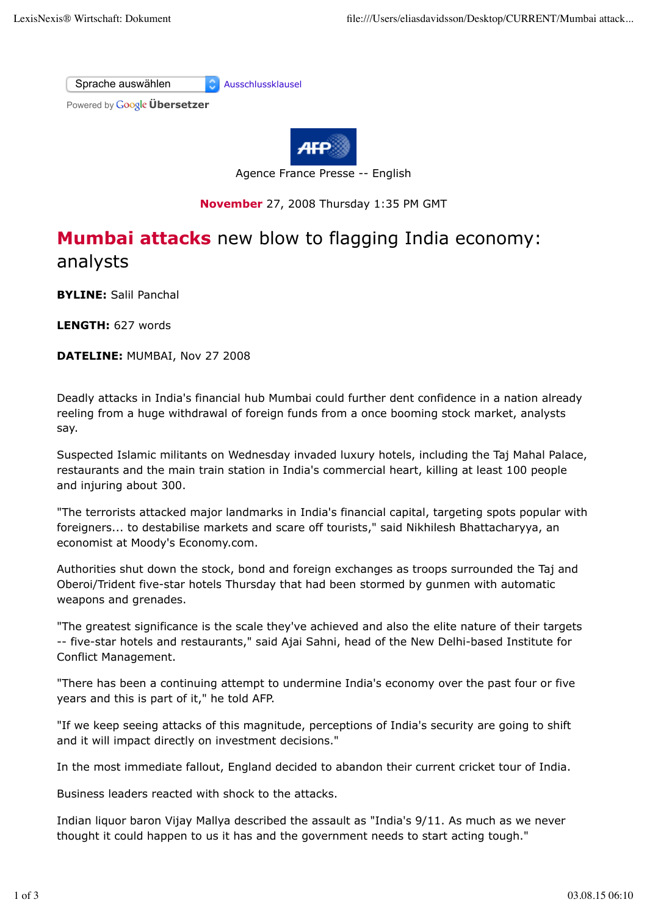Sprache auswählen Ausschlussklausel

Powered by Google Übersetzer

Agence France Presse -- English

**November** 27, 2008 Thursday 1:35 PM GMT

# Mumbai attacks new blow to flagging India economy: analysts

**BYLINE:** Salil Panchal

**LENGTH:** 627 words

**DATELINE:** MUMBAI, Nov 27 2008

Deadly attacks in India's financial hub Mumbai could further dent confidence in a nation already reeling from a huge withdrawal of foreign funds from a once booming stock market, analysts say.

Suspected Islamic militants on Wednesday invaded luxury hotels, including the Taj Mahal Palace, restaurants and the main train station in India's commercial heart, killing at least 100 people and injuring about 300.

"The terrorists attacked major landmarks in India's financial capital, targeting spots popular with foreigners... to destabilise markets and scare off tourists," said Nikhilesh Bhattacharyya, an economist at Moody's Economy.com.

Authorities shut down the stock, bond and foreign exchanges as troops surrounded the Taj and Oberoi/Trident five-star hotels Thursday that had been stormed by gunmen with automatic weapons and grenades.

"The greatest significance is the scale they've achieved and also the elite nature of their targets -- five-star hotels and restaurants," said Ajai Sahni, head of the New Delhi-based Institute for Conflict Management.

"There has been a continuing attempt to undermine India's economy over the past four or five years and this is part of it," he told AFP.

"If we keep seeing attacks of this magnitude, perceptions of India's security are going to shift and it will impact directly on investment decisions."

In the most immediate fallout, England decided to abandon their current cricket tour of India.

Business leaders reacted with shock to the attacks.

Indian liquor baron Vijay Mallya described the assault as "India's 9/11. As much as we never thought it could happen to us it has and the government needs to start acting tough."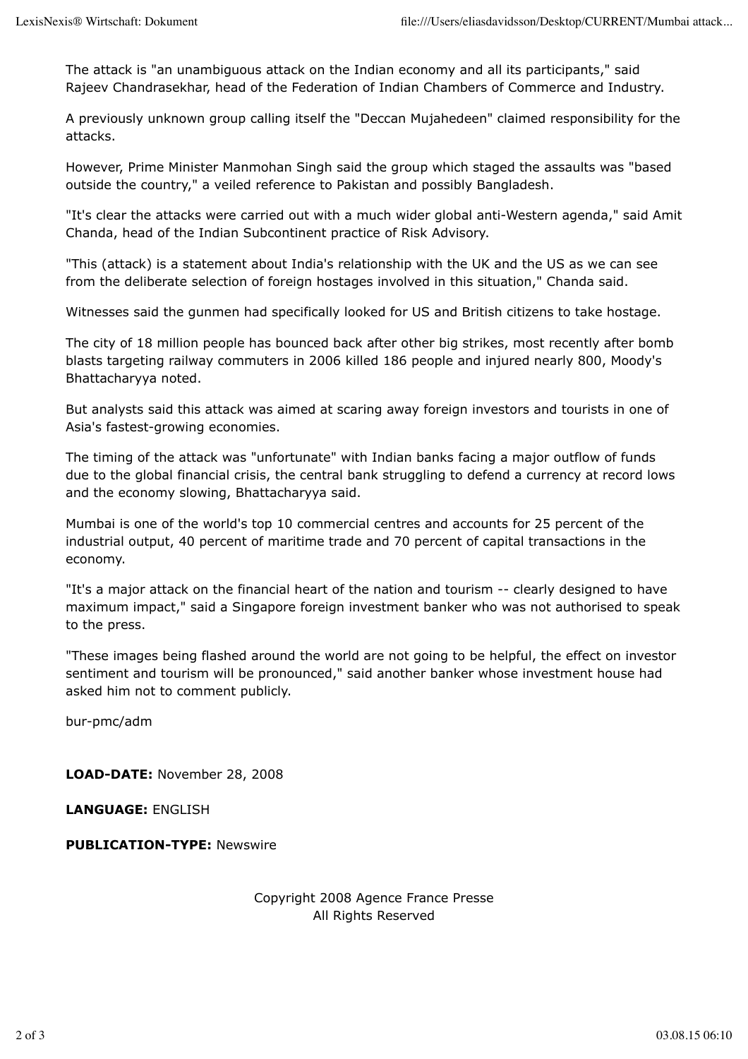The attack is "an unambiguous attack on the Indian economy and all its participants," said Rajeev Chandrasekhar, head of the Federation of Indian Chambers of Commerce and Industry.

A previously unknown group calling itself the "Deccan Mujahedeen" claimed responsibility for the attacks.

However, Prime Minister Manmohan Singh said the group which staged the assaults was "based outside the country," a veiled reference to Pakistan and possibly Bangladesh.

"It's clear the attacks were carried out with a much wider global anti-Western agenda," said Amit Chanda, head of the Indian Subcontinent practice of Risk Advisory.

"This (attack) is a statement about India's relationship with the UK and the US as we can see from the deliberate selection of foreign hostages involved in this situation," Chanda said.

Witnesses said the gunmen had specifically looked for US and British citizens to take hostage.

The city of 18 million people has bounced back after other big strikes, most recently after bomb blasts targeting railway commuters in 2006 killed 186 people and injured nearly 800, Moody's Bhattacharyya noted.

But analysts said this attack was aimed at scaring away foreign investors and tourists in one of Asia's fastest-growing economies.

The timing of the attack was "unfortunate" with Indian banks facing a major outflow of funds due to the global financial crisis, the central bank struggling to defend a currency at record lows and the economy slowing, Bhattacharyya said.

Mumbai is one of the world's top 10 commercial centres and accounts for 25 percent of the industrial output, 40 percent of maritime trade and 70 percent of capital transactions in the economy.

"It's a major attack on the financial heart of the nation and tourism -- clearly designed to have maximum impact," said a Singapore foreign investment banker who was not authorised to speak to the press.

"These images being flashed around the world are not going to be helpful, the effect on investor sentiment and tourism will be pronounced," said another banker whose investment house had asked him not to comment publicly.

bur-pmc/adm

**LOAD-DATE:** November 28, 2008

**LANGUAGE:** ENGLISH

**PUBLICATION-TYPE:** Newswire

Copyright 2008 Agence France Presse
All Rights Reserved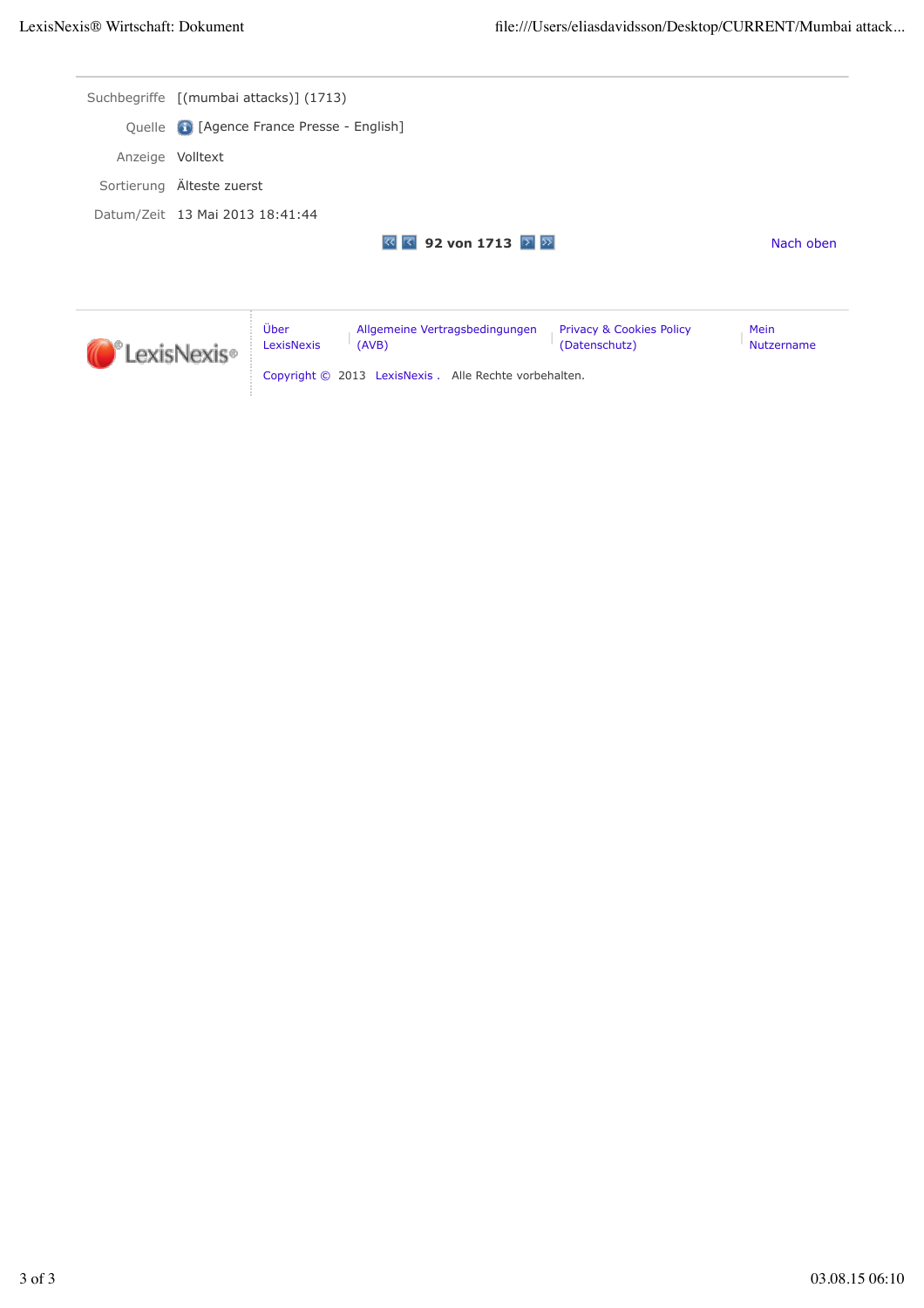| | |
|---|---|
| Suchbegriffe | [(mumbai attacks)] (1713) |
| Quelle | [Agence France Presse - English] |
| Anzeige | Volltext |
| Sortierung | Älteste zuerst |
| Datum/Zeit | 13 Mai 2013 18:41:44 |

**92 von 1713**

Nach oben

Über LexisNexis | Allgemeine Vertragsbedingungen (AVB) | Privacy & Cookies Policy (Datenschutz) | Mein Nutzername

Copyright © 2013 LexisNexis . Alle Rechte vorbehalten.